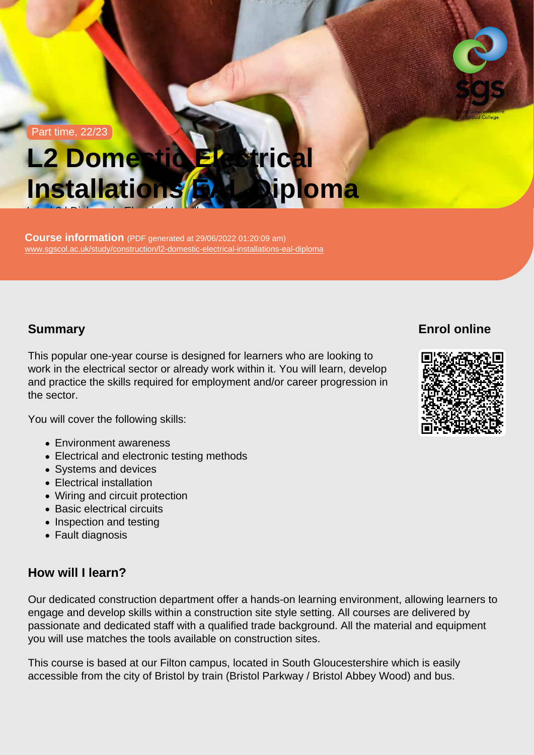Part time, 22/23

# L2 Domestic Electrical Installations EAL Diploma

Level 2 Diploma in Electrical Installations

**Course information** (PDF generated at 29/06/2022 01:20:09 am)
www.sgscol.ac.uk/study/construction/l2-domestic-electrical-installations-eal-diploma

## Summary

This popular one-year course is designed for learners who are looking to work in the electrical sector or already work within it. You will learn, develop and practice the skills required for employment and/or career progression in the sector.

You will cover the following skills:

- Environment awareness
- Electrical and electronic testing methods
- Systems and devices
- Electrical installation
- Wiring and circuit protection
- Basic electrical circuits
- Inspection and testing
- Fault diagnosis

## Enrol online

## How will I learn?

Our dedicated construction department offer a hands-on learning environment, allowing learners to engage and develop skills within a construction site style setting. All courses are delivered by passionate and dedicated staff with a qualified trade background. All the material and equipment you will use matches the tools available on construction sites.

This course is based at our Filton campus, located in South Gloucestershire which is easily accessible from the city of Bristol by train (Bristol Parkway / Bristol Abbey Wood) and bus.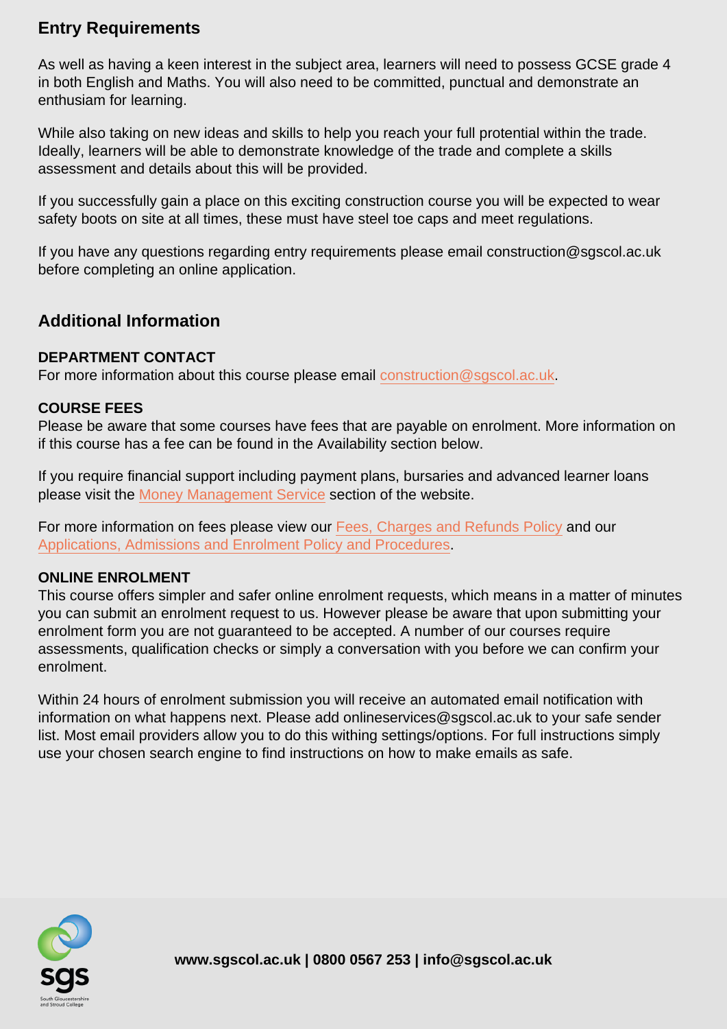## Entry Requirements

As well as having a keen interest in the subject area, learners will need to possess GCSE grade 4 in both English and Maths. You will also need to be committed, punctual and demonstrate an enthusiam for learning.

While also taking on new ideas and skills to help you reach your full protential within the trade. Ideally, learners will be able to demonstrate knowledge of the trade and complete a skills assessment and details about this will be provided.

If you successfully gain a place on this exciting construction course you will be expected to wear safety boots on site at all times, these must have steel toe caps and meet regulations.

If you have any questions regarding entry requirements please email construction@sgscol.ac.uk before completing an online application.

## Additional Information

**DEPARTMENT CONTACT**
For more information about this course please email construction@sgscol.ac.uk.

**COURSE FEES**
Please be aware that some courses have fees that are payable on enrolment. More information on if this course has a fee can be found in the Availability section below.

If you require financial support including payment plans, bursaries and advanced learner loans please visit the Money Management Service section of the website.

For more information on fees please view our Fees, Charges and Refunds Policy and our Applications, Admissions and Enrolment Policy and Procedures.

**ONLINE ENROLMENT**
This course offers simpler and safer online enrolment requests, which means in a matter of minutes you can submit an enrolment request to us. However please be aware that upon submitting your enrolment form you are not guaranteed to be accepted. A number of our courses require assessments, qualification checks or simply a conversation with you before we can confirm your enrolment.

Within 24 hours of enrolment submission you will receive an automated email notification with information on what happens next. Please add onlineservices@sgscol.ac.uk to your safe sender list. Most email providers allow you to do this withing settings/options. For full instructions simply use your chosen search engine to find instructions on how to make emails as safe.